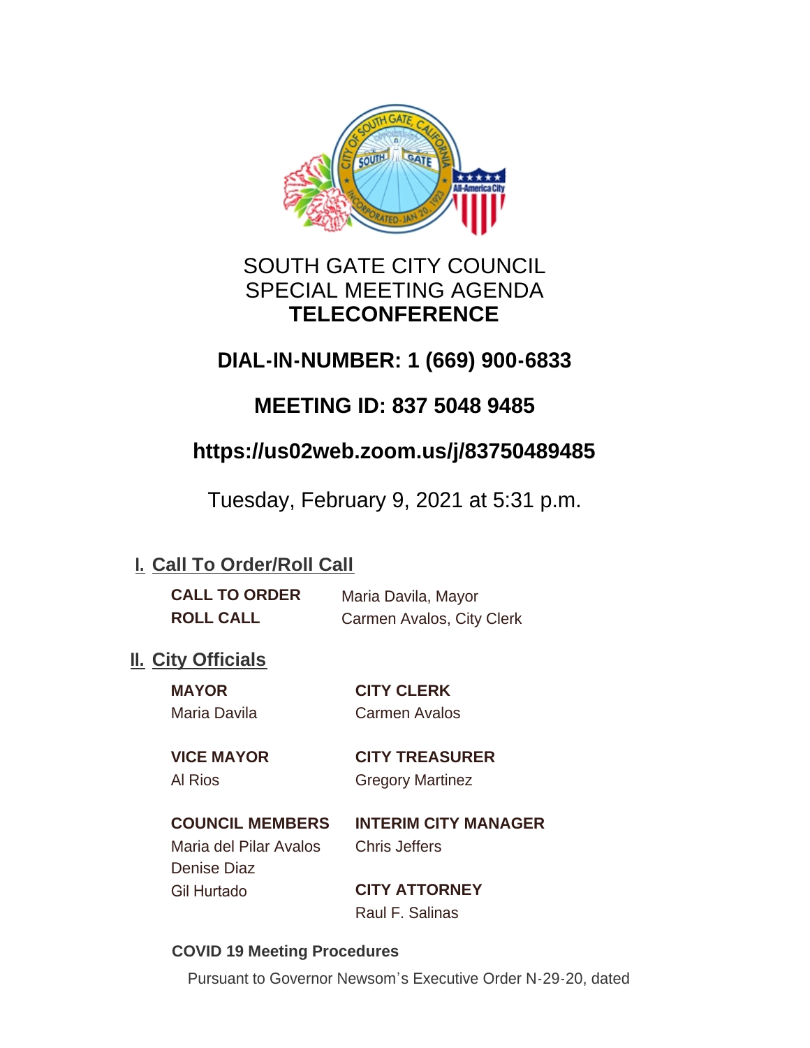# SOUTH GATE CITY COUNCIL
# SPECIAL MEETING AGENDA
# **TELECONFERENCE**

## DIAL-IN-NUMBER: 1 (669) 900-6833

## MEETING ID: 837 5048 9485

## https://us02web.zoom.us/j/83750489485

Tuesday, February 9, 2021 at 5:31 p.m.

## I. Call To Order/Roll Call

**CALL TO ORDER** Maria Davila, Mayor

**ROLL CALL** Carmen Avalos, City Clerk

## II. City Officials

**MAYOR**
Maria Davila

**VICE MAYOR**
Al Rios

**COUNCIL MEMBERS**
Maria del Pilar Avalos
Denise Diaz
Gil Hurtado

**CITY CLERK**
Carmen Avalos

**CITY TREASURER**
Gregory Martinez

**INTERIM CITY MANAGER**
Chris Jeffers

**CITY ATTORNEY**
Raul F. Salinas

**COVID 19 Meeting Procedures**

Pursuant to Governor Newsom's Executive Order N-29-20, dated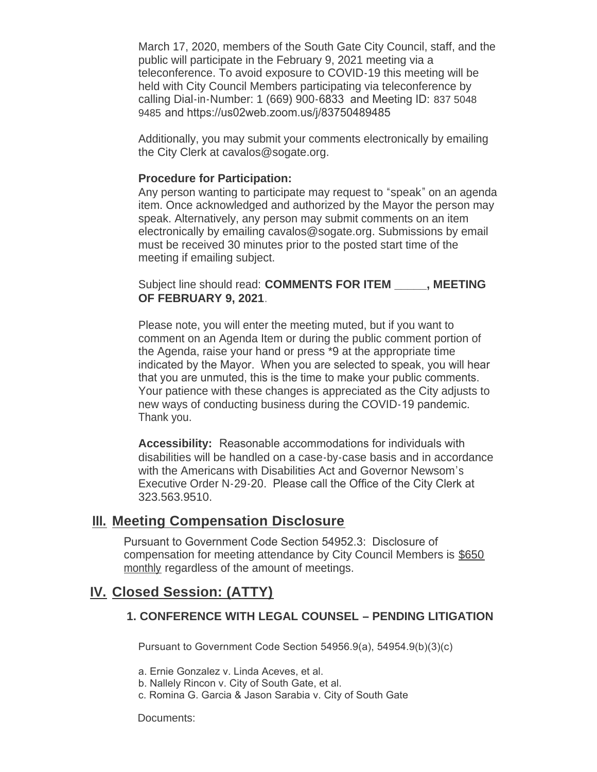March 17, 2020, members of the South Gate City Council, staff, and the public will participate in the February 9, 2021 meeting via a teleconference. To avoid exposure to COVID-19 this meeting will be held with City Council Members participating via teleconference by calling Dial-in-Number: 1 (669) 900-6833 and Meeting ID: 837 5048 9485 and https://us02web.zoom.us/j/83750489485

Additionally, you may submit your comments electronically by emailing the City Clerk at cavalos@sogate.org.

**Procedure for Participation:**
Any person wanting to participate may request to "speak" on an agenda item. Once acknowledged and authorized by the Mayor the person may speak. Alternatively, any person may submit comments on an item electronically by emailing cavalos@sogate.org. Submissions by email must be received 30 minutes prior to the posted start time of the meeting if emailing subject.

Subject line should read: **COMMENTS FOR ITEM _____, MEETING OF FEBRUARY 9, 2021**.

Please note, you will enter the meeting muted, but if you want to comment on an Agenda Item or during the public comment portion of the Agenda, raise your hand or press *9 at the appropriate time indicated by the Mayor. When you are selected to speak, you will hear that you are unmuted, this is the time to make your public comments. Your patience with these changes is appreciated as the City adjusts to new ways of conducting business during the COVID-19 pandemic. Thank you.

**Accessibility:** Reasonable accommodations for individuals with disabilities will be handled on a case-by-case basis and in accordance with the Americans with Disabilities Act and Governor Newsom's Executive Order N-29-20. Please call the Office of the City Clerk at 323.563.9510.

## III. Meeting Compensation Disclosure

Pursuant to Government Code Section 54952.3: Disclosure of compensation for meeting attendance by City Council Members is $650 monthly regardless of the amount of meetings.

## IV. Closed Session: (ATTY)

### 1. CONFERENCE WITH LEGAL COUNSEL – PENDING LITIGATION

Pursuant to Government Code Section 54956.9(a), 54954.9(b)(3)(c)

a. Ernie Gonzalez v. Linda Aceves, et al.
b. Nallely Rincon v. City of South Gate, et al.
c. Romina G. Garcia & Jason Sarabia v. City of South Gate

Documents: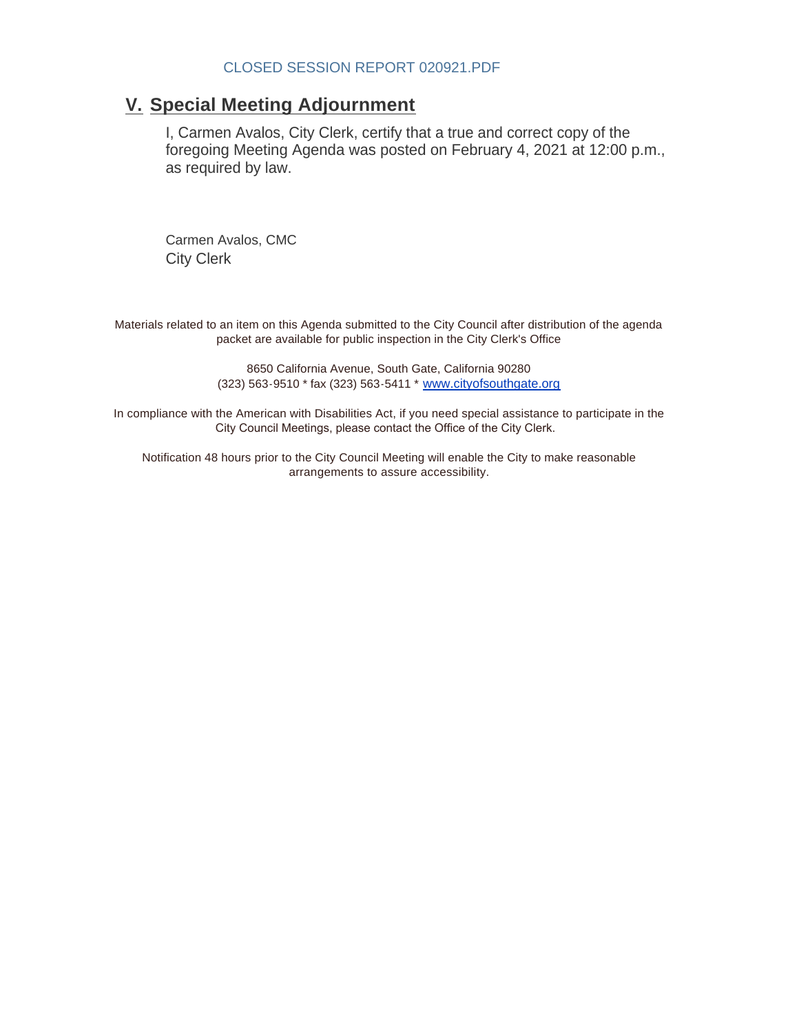CLOSED SESSION REPORT 020921.PDF

## V. Special Meeting Adjournment

I, Carmen Avalos, City Clerk, certify that a true and correct copy of the foregoing Meeting Agenda was posted on February 4, 2021 at 12:00 p.m., as required by law.

Carmen Avalos, CMC
City Clerk

Materials related to an item on this Agenda submitted to the City Council after distribution of the agenda packet are available for public inspection in the City Clerk's Office

8650 California Avenue, South Gate, California 90280
(323) 563-9510 * fax (323) 563-5411 * [www.cityofsouthgate.org](http://www.cityofsouthgate.org)

In compliance with the American with Disabilities Act, if you need special assistance to participate in the City Council Meetings, please contact the Office of the City Clerk.

Notification 48 hours prior to the City Council Meeting will enable the City to make reasonable arrangements to assure accessibility.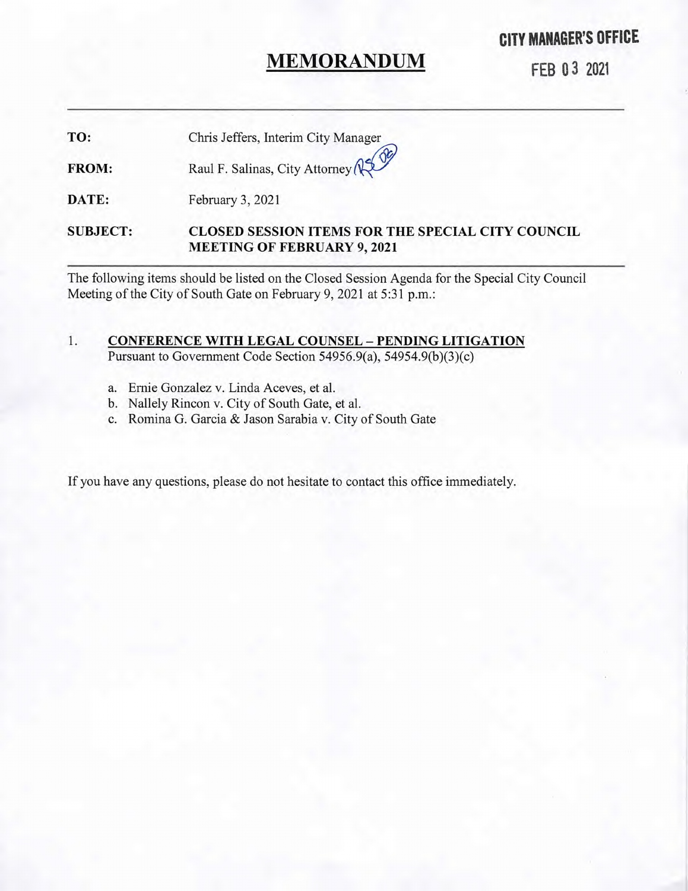**CITY MANAGER'S OFFICE**

**FEB 03 2021**

# MEMORANDUM

| | |
|---|---|
| **TO:** | Chris Jeffers, Interim City Manager |
| **FROM:** | Raul F. Salinas, City Attorney |
| **DATE:** | February 3, 2021 |
| **SUBJECT:** | **CLOSED SESSION ITEMS FOR THE SPECIAL CITY COUNCIL MEETING OF FEBRUARY 9, 2021** |

The following items should be listed on the Closed Session Agenda for the Special City Council Meeting of the City of South Gate on February 9, 2021 at 5:31 p.m.:

1. **CONFERENCE WITH LEGAL COUNSEL – PENDING LITIGATION**
   Pursuant to Government Code Section 54956.9(a), 54954.9(b)(3)(c)

   a. Ernie Gonzalez v. Linda Aceves, et al.
   b. Nallely Rincon v. City of South Gate, et al.
   c. Romina G. Garcia & Jason Sarabia v. City of South Gate

If you have any questions, please do not hesitate to contact this office immediately.